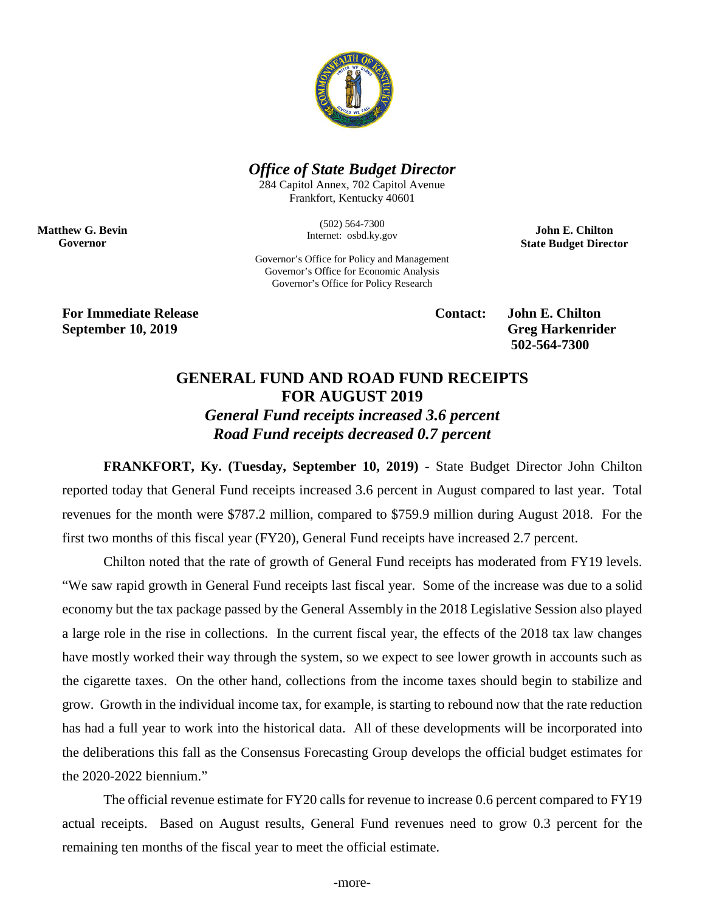***Office of State Budget Director***

284 Capitol Annex, 702 Capitol Avenue
Frankfort, Kentucky 40601

(502) 564-7300
Internet: osbd.ky.gov

**Matthew G. Bevin**
**Governor**

**John E. Chilton**
**State Budget Director**

Governor's Office for Policy and Management
Governor's Office for Economic Analysis
Governor's Office for Policy Research

**For Immediate Release**
**September 10, 2019**

**Contact: John E. Chilton**
**Greg Harkenrider**
**502-564-7300**

# GENERAL FUND AND ROAD FUND RECEIPTS FOR AUGUST 2019

## *General Fund receipts increased 3.6 percent*
## *Road Fund receipts decreased 0.7 percent*

**FRANKFORT, Ky. (Tuesday, September 10, 2019)** - State Budget Director John Chilton reported today that General Fund receipts increased 3.6 percent in August compared to last year. Total revenues for the month were $787.2 million, compared to $759.9 million during August 2018. For the first two months of this fiscal year (FY20), General Fund receipts have increased 2.7 percent.

Chilton noted that the rate of growth of General Fund receipts has moderated from FY19 levels. "We saw rapid growth in General Fund receipts last fiscal year. Some of the increase was due to a solid economy but the tax package passed by the General Assembly in the 2018 Legislative Session also played a large role in the rise in collections. In the current fiscal year, the effects of the 2018 tax law changes have mostly worked their way through the system, so we expect to see lower growth in accounts such as the cigarette taxes. On the other hand, collections from the income taxes should begin to stabilize and grow. Growth in the individual income tax, for example, is starting to rebound now that the rate reduction has had a full year to work into the historical data. All of these developments will be incorporated into the deliberations this fall as the Consensus Forecasting Group develops the official budget estimates for the 2020-2022 biennium."

The official revenue estimate for FY20 calls for revenue to increase 0.6 percent compared to FY19 actual receipts. Based on August results, General Fund revenues need to grow 0.3 percent for the remaining ten months of the fiscal year to meet the official estimate.

-more-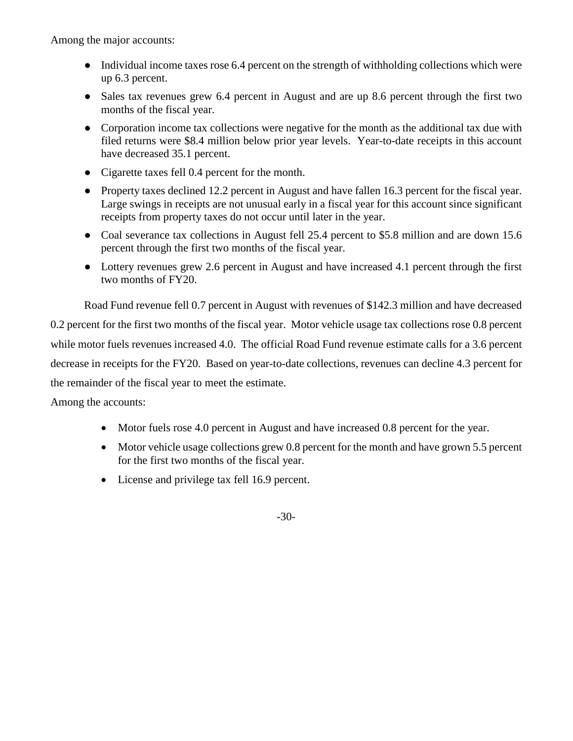Among the major accounts:

- Individual income taxes rose 6.4 percent on the strength of withholding collections which were up 6.3 percent.
- Sales tax revenues grew 6.4 percent in August and are up 8.6 percent through the first two months of the fiscal year.
- Corporation income tax collections were negative for the month as the additional tax due with filed returns were $8.4 million below prior year levels. Year-to-date receipts in this account have decreased 35.1 percent.
- Cigarette taxes fell 0.4 percent for the month.
- Property taxes declined 12.2 percent in August and have fallen 16.3 percent for the fiscal year. Large swings in receipts are not unusual early in a fiscal year for this account since significant receipts from property taxes do not occur until later in the year.
- Coal severance tax collections in August fell 25.4 percent to $5.8 million and are down 15.6 percent through the first two months of the fiscal year.
- Lottery revenues grew 2.6 percent in August and have increased 4.1 percent through the first two months of FY20.

Road Fund revenue fell 0.7 percent in August with revenues of $142.3 million and have decreased 0.2 percent for the first two months of the fiscal year. Motor vehicle usage tax collections rose 0.8 percent while motor fuels revenues increased 4.0. The official Road Fund revenue estimate calls for a 3.6 percent decrease in receipts for the FY20. Based on year-to-date collections, revenues can decline 4.3 percent for the remainder of the fiscal year to meet the estimate.

Among the accounts:

- Motor fuels rose 4.0 percent in August and have increased 0.8 percent for the year.
- Motor vehicle usage collections grew 0.8 percent for the month and have grown 5.5 percent for the first two months of the fiscal year.
- License and privilege tax fell 16.9 percent.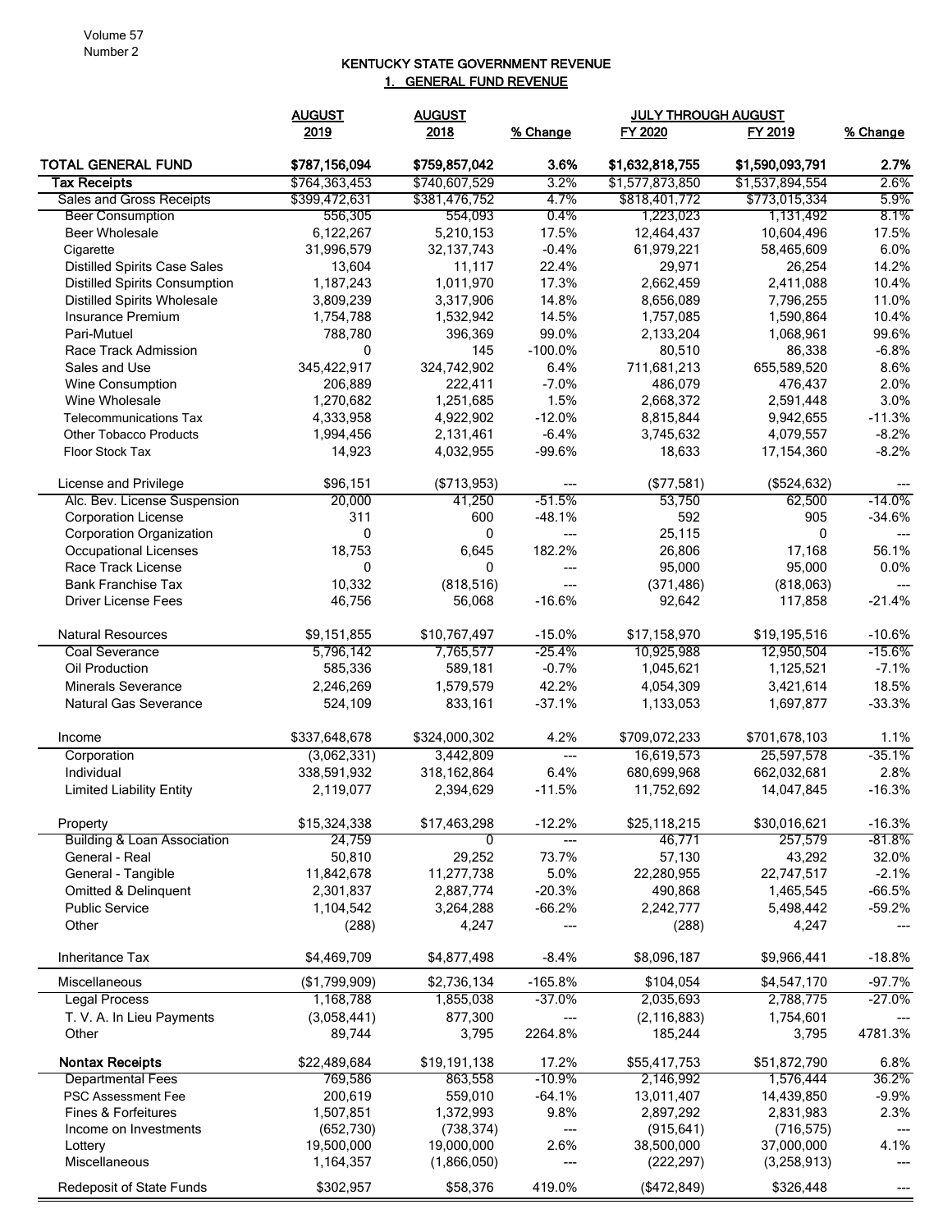# KENTUCKY STATE GOVERNMENT REVENUE

## 1. GENERAL FUND REVENUE

| | AUGUST 2019 | AUGUST 2018 | % Change | JULY THROUGH AUGUST FY 2020 | FY 2019 | % Change |
|---|---|---|---|---|---|---|
| **TOTAL GENERAL FUND** | **$787,156,094** | **$759,857,042** | **3.6%** | **$1,632,818,755** | **$1,590,093,791** | **2.7%** |
| **Tax Receipts** | $764,363,453 | $740,607,529 | 3.2% | $1,577,873,850 | $1,537,894,554 | 2.6% |
| Sales and Gross Receipts | $399,472,631 | $381,476,752 | 4.7% | $818,401,772 | $773,015,334 | 5.9% |
| Beer Consumption | 556,305 | 554,093 | 0.4% | 1,223,023 | 1,131,492 | 8.1% |
| Beer Wholesale | 6,122,267 | 5,210,153 | 17.5% | 12,464,437 | 10,604,496 | 17.5% |
| Cigarette | 31,996,579 | 32,137,743 | -0.4% | 61,979,221 | 58,465,609 | 6.0% |
| Distilled Spirits Case Sales | 13,604 | 11,117 | 22.4% | 29,971 | 26,254 | 14.2% |
| Distilled Spirits Consumption | 1,187,243 | 1,011,970 | 17.3% | 2,662,459 | 2,411,088 | 10.4% |
| Distilled Spirits Wholesale | 3,809,239 | 3,317,906 | 14.8% | 8,656,089 | 7,796,255 | 11.0% |
| Insurance Premium | 1,754,788 | 1,532,942 | 14.5% | 1,757,085 | 1,590,864 | 10.4% |
| Pari-Mutuel | 788,780 | 396,369 | 99.0% | 2,133,204 | 1,068,961 | 99.6% |
| Race Track Admission | 0 | 145 | -100.0% | 80,510 | 86,338 | -6.8% |
| Sales and Use | 345,422,917 | 324,742,902 | 6.4% | 711,681,213 | 655,589,520 | 8.6% |
| Wine Consumption | 206,889 | 222,411 | -7.0% | 486,079 | 476,437 | 2.0% |
| Wine Wholesale | 1,270,682 | 1,251,685 | 1.5% | 2,668,372 | 2,591,448 | 3.0% |
| Telecommunications Tax | 4,333,958 | 4,922,902 | -12.0% | 8,815,844 | 9,942,655 | -11.3% |
| Other Tobacco Products | 1,994,456 | 2,131,461 | -6.4% | 3,745,632 | 4,079,557 | -8.2% |
| Floor Stock Tax | 14,923 | 4,032,955 | -99.6% | 18,633 | 17,154,360 | -8.2% |
| | | | | | | |
| License and Privilege | $96,151 | ($713,953) | --- | ($77,581) | ($524,632) | --- |
| Alc. Bev. License Suspension | 20,000 | 41,250 | -51.5% | 53,750 | 62,500 | -14.0% |
| Corporation License | 311 | 600 | -48.1% | 592 | 905 | -34.6% |
| Corporation Organization | 0 | 0 | --- | 25,115 | 0 | --- |
| Occupational Licenses | 18,753 | 6,645 | 182.2% | 26,806 | 17,168 | 56.1% |
| Race Track License | 0 | 0 | --- | 95,000 | 95,000 | 0.0% |
| Bank Franchise Tax | 10,332 | (818,516) | --- | (371,486) | (818,063) | --- |
| Driver License Fees | 46,756 | 56,068 | -16.6% | 92,642 | 117,858 | -21.4% |
| | | | | | | |
| Natural Resources | $9,151,855 | $10,767,497 | -15.0% | $17,158,970 | $19,195,516 | -10.6% |
| Coal Severance | 5,796,142 | 7,765,577 | -25.4% | 10,925,988 | 12,950,504 | -15.6% |
| Oil Production | 585,336 | 589,181 | -0.7% | 1,045,621 | 1,125,521 | -7.1% |
| Minerals Severance | 2,246,269 | 1,579,579 | 42.2% | 4,054,309 | 3,421,614 | 18.5% |
| Natural Gas Severance | 524,109 | 833,161 | -37.1% | 1,133,053 | 1,697,877 | -33.3% |
| | | | | | | |
| Income | $337,648,678 | $324,000,302 | 4.2% | $709,072,233 | $701,678,103 | 1.1% |
| Corporation | (3,062,331) | 3,442,809 | --- | 16,619,573 | 25,597,578 | -35.1% |
| Individual | 338,591,932 | 318,162,864 | 6.4% | 680,699,968 | 662,032,681 | 2.8% |
| Limited Liability Entity | 2,119,077 | 2,394,629 | -11.5% | 11,752,692 | 14,047,845 | -16.3% |
| | | | | | | |
| Property | $15,324,338 | $17,463,298 | -12.2% | $25,118,215 | $30,016,621 | -16.3% |
| Building & Loan Association | 24,759 | 0 | --- | 46,771 | 257,579 | -81.8% |
| General - Real | 50,810 | 29,252 | 73.7% | 57,130 | 43,292 | 32.0% |
| General - Tangible | 11,842,678 | 11,277,738 | 5.0% | 22,280,955 | 22,747,517 | -2.1% |
| Omitted & Delinquent | 2,301,837 | 2,887,774 | -20.3% | 490,868 | 1,465,545 | -66.5% |
| Public Service | 1,104,542 | 3,264,288 | -66.2% | 2,242,777 | 5,498,442 | -59.2% |
| Other | (288) | 4,247 | --- | (288) | 4,247 | --- |
| | | | | | | |
| Inheritance Tax | $4,469,709 | $4,877,498 | -8.4% | $8,096,187 | $9,966,441 | -18.8% |
| | | | | | | |
| Miscellaneous | ($1,799,909) | $2,736,134 | -165.8% | $104,054 | $4,547,170 | -97.7% |
| Legal Process | 1,168,788 | 1,855,038 | -37.0% | 2,035,693 | 2,788,775 | -27.0% |
| T. V. A. In Lieu Payments | (3,058,441) | 877,300 | --- | (2,116,883) | 1,754,601 | --- |
| Other | 89,744 | 3,795 | 2264.8% | 185,244 | 3,795 | 4781.3% |
| | | | | | | |
| **Nontax Receipts** | $22,489,684 | $19,191,138 | 17.2% | $55,417,753 | $51,872,790 | 6.8% |
| Departmental Fees | 769,586 | 863,558 | -10.9% | 2,146,992 | 1,576,444 | 36.2% |
| PSC Assessment Fee | 200,619 | 559,010 | -64.1% | 13,011,407 | 14,439,850 | -9.9% |
| Fines & Forfeitures | 1,507,851 | 1,372,993 | 9.8% | 2,897,292 | 2,831,983 | 2.3% |
| Income on Investments | (652,730) | (738,374) | --- | (915,641) | (716,575) | --- |
| Lottery | 19,500,000 | 19,000,000 | 2.6% | 38,500,000 | 37,000,000 | 4.1% |
| Miscellaneous | 1,164,357 | (1,866,050) | --- | (222,297) | (3,258,913) | --- |
| | | | | | | |
| Redeposit of State Funds | $302,957 | $58,376 | 419.0% | ($472,849) | $326,448 | --- |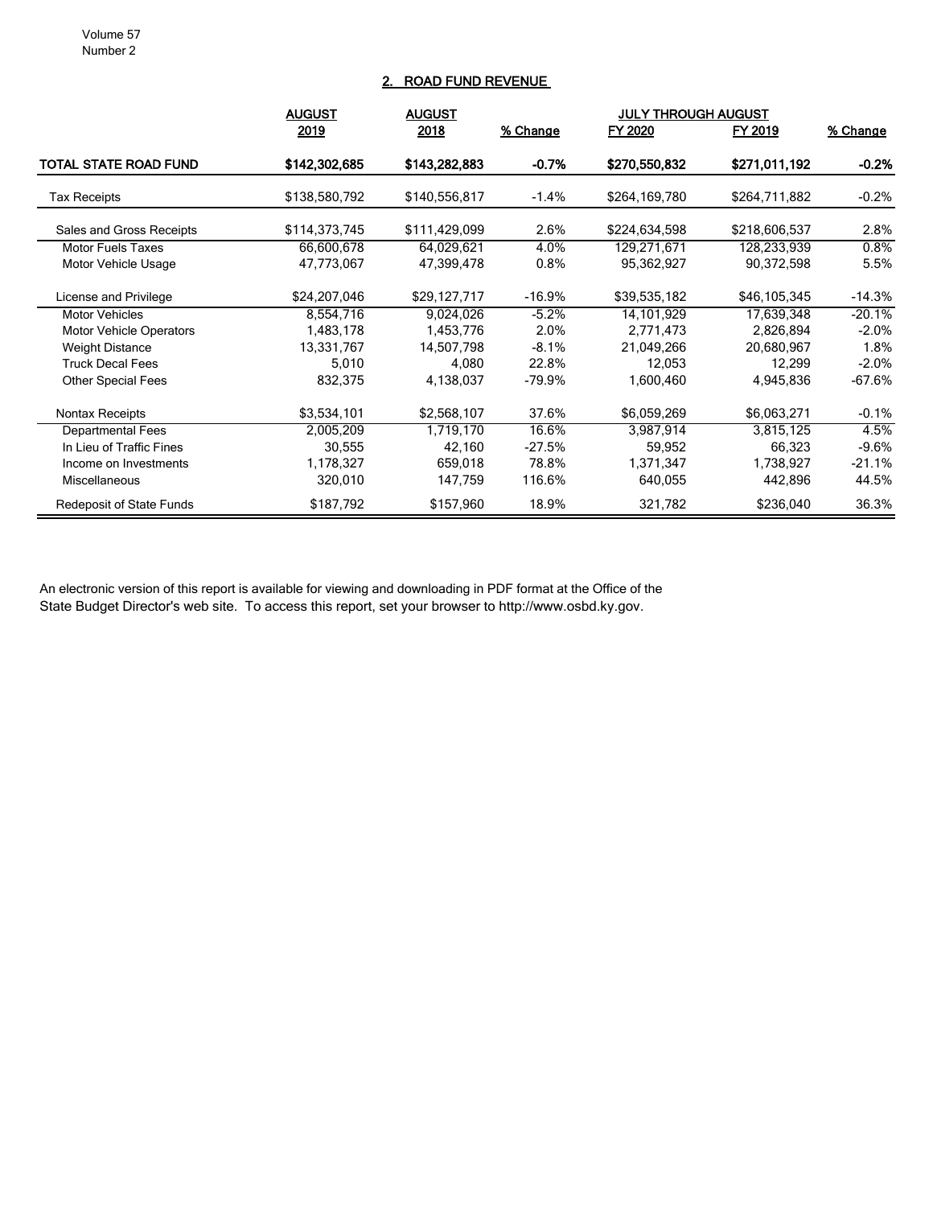## 2. ROAD FUND REVENUE

| | AUGUST 2019 | AUGUST 2018 | % Change | JULY THROUGH AUGUST FY 2020 | FY 2019 | % Change |
|---|---|---|---|---|---|---|
| **TOTAL STATE ROAD FUND** | **$142,302,685** | **$143,282,883** | **-0.7%** | **$270,550,832** | **$271,011,192** | **-0.2%** |
| Tax Receipts | $138,580,792 | $140,556,817 | -1.4% | $264,169,780 | $264,711,882 | -0.2% |
| Sales and Gross Receipts | $114,373,745 | $111,429,099 | 2.6% | $224,634,598 | $218,606,537 | 2.8% |
| Motor Fuels Taxes | 66,600,678 | 64,029,621 | 4.0% | 129,271,671 | 128,233,939 | 0.8% |
| Motor Vehicle Usage | 47,773,067 | 47,399,478 | 0.8% | 95,362,927 | 90,372,598 | 5.5% |
| License and Privilege | $24,207,046 | $29,127,717 | -16.9% | $39,535,182 | $46,105,345 | -14.3% |
| Motor Vehicles | 8,554,716 | 9,024,026 | -5.2% | 14,101,929 | 17,639,348 | -20.1% |
| Motor Vehicle Operators | 1,483,178 | 1,453,776 | 2.0% | 2,771,473 | 2,826,894 | -2.0% |
| Weight Distance | 13,331,767 | 14,507,798 | -8.1% | 21,049,266 | 20,680,967 | 1.8% |
| Truck Decal Fees | 5,010 | 4,080 | 22.8% | 12,053 | 12,299 | -2.0% |
| Other Special Fees | 832,375 | 4,138,037 | -79.9% | 1,600,460 | 4,945,836 | -67.6% |
| Nontax Receipts | $3,534,101 | $2,568,107 | 37.6% | $6,059,269 | $6,063,271 | -0.1% |
| Departmental Fees | 2,005,209 | 1,719,170 | 16.6% | 3,987,914 | 3,815,125 | 4.5% |
| In Lieu of Traffic Fines | 30,555 | 42,160 | -27.5% | 59,952 | 66,323 | -9.6% |
| Income on Investments | 1,178,327 | 659,018 | 78.8% | 1,371,347 | 1,738,927 | -21.1% |
| Miscellaneous | 320,010 | 147,759 | 116.6% | 640,055 | 442,896 | 44.5% |
| Redeposit of State Funds | $187,792 | $157,960 | 18.9% | 321,782 | $236,040 | 36.3% |

An electronic version of this report is available for viewing and downloading in PDF format at the Office of the State Budget Director's web site. To access this report, set your browser to http://www.osbd.ky.gov.